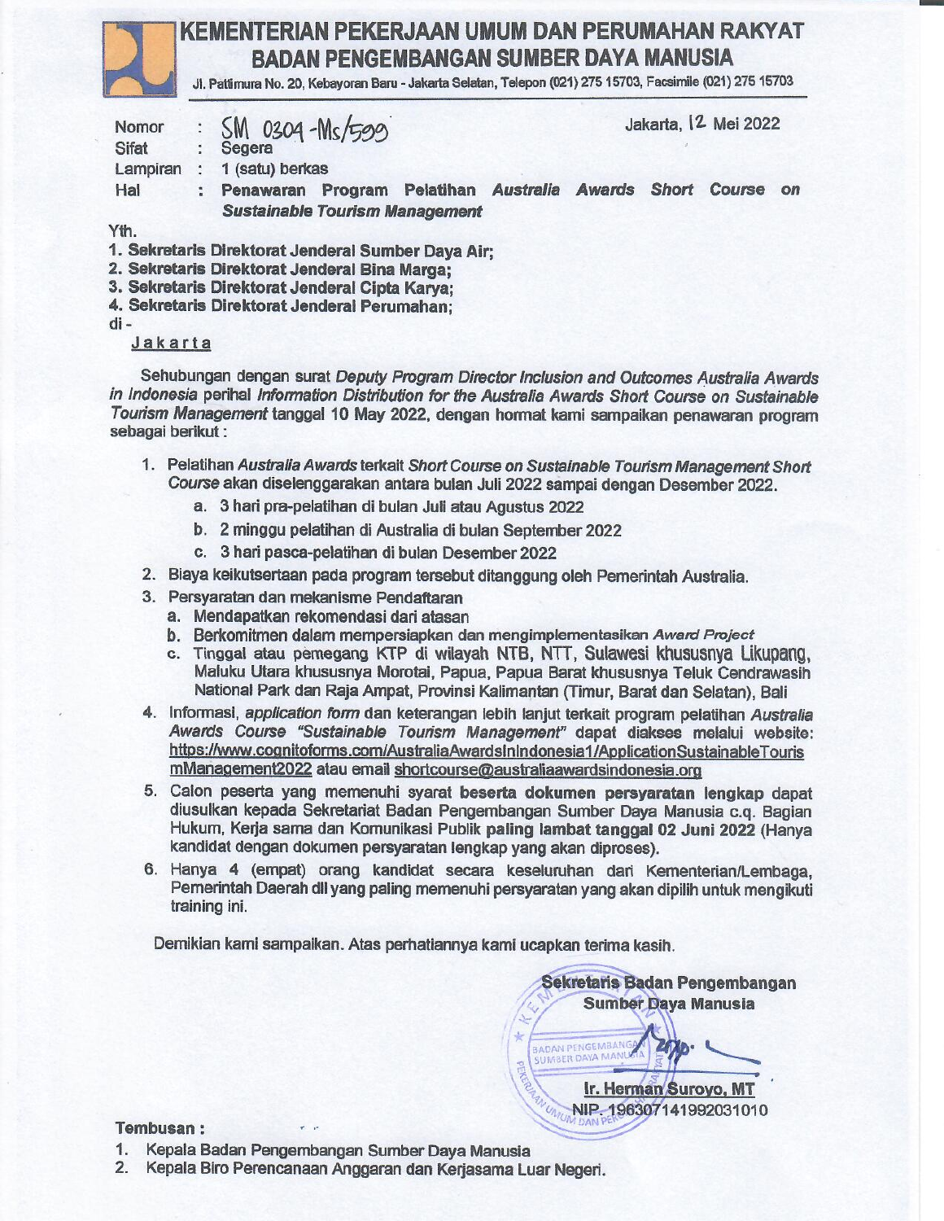# KEMENTERIAN PEKERJAAN UMUM DAN PERUMAHAN RAKYAT
## BADAN PENGEMBANGAN SUMBER DAYA MANUSIA

Jl. Pattimura No. 20, Kebayoran Baru - Jakarta Selatan, Telepon (021) 275 15703, Facsimile (021) 275 15703

| | | | |
|---|---|---|---|
| Nomor | : | SM 0304-Ms/599 | Jakarta, 12 Mei 2022 |
| Sifat | : | Segera | |
| Lampiran | : | 1 (satu) berkas | |
| Hal | : | **Penawaran Program Pelatihan *Australia Awards Short Course on Sustainable Tourism Management*** | |

Yth.

1. **Sekretaris Direktorat Jenderal Sumber Daya Air;**
2. **Sekretaris Direktorat Jenderal Bina Marga;**
3. **Sekretaris Direktorat Jenderal Cipta Karya;**
4. **Sekretaris Direktorat Jenderal Perumahan;**

di -

Jakarta

Sehubungan dengan surat *Deputy Program Director Inclusion and Outcomes Australia Awards in Indonesia* perihal *Information Distribution for the Australia Awards Short Course on Sustainable Tourism Management* tanggal 10 May 2022, dengan hormat kami sampaikan penawaran program sebagai berikut :

1. Pelatihan *Australia Awards* terkait *Short Course on Sustainable Tourism Management Short Course* akan diselenggarakan antara bulan Juli 2022 sampai dengan Desember 2022.
   a. 3 hari pra-pelatihan di bulan Juli atau Agustus 2022
   b. 2 minggu pelatihan di Australia di bulan September 2022
   c. 3 hari pasca-pelatihan di bulan Desember 2022
2. Biaya keikutsertaan pada program tersebut ditanggung oleh Pemerintah Australia.
3. Persyaratan dan mekanisme Pendaftaran
   a. Mendapatkan rekomendasi dari atasan
   b. Berkomitmen dalam mempersiapkan dan mengimplementasikan *Award Project*
   c. Tinggal atau pemegang KTP di wilayah NTB, NTT, Sulawesi khususnya Likupang, Maluku Utara khususnya Morotai, Papua, Papua Barat khususnya Teluk Cendrawasih National Park dan Raja Ampat, Provinsi Kalimantan (Timur, Barat dan Selatan), Bali
4. Informasi, *application form* dan keterangan lebih lanjut terkait program pelatihan *Australia Awards Course "Sustainable Tourism Management"* dapat diakses melalui website: https://www.cognitoforms.com/AustraliaAwardsInIndonesia1/ApplicationSustainableTourismManagement2022 atau email shortcourse@australiaawardsindonesia.org
5. Calon peserta yang memenuhi syarat **beserta dokumen persyaratan lengkap** dapat diusulkan kepada Sekretariat Badan Pengembangan Sumber Daya Manusia c.q. Bagian Hukum, Kerja sama dan Komunikasi Publik **paling lambat tanggal 02 Juni 2022** (Hanya kandidat dengan dokumen persyaratan lengkap yang akan diproses).
6. Hanya 4 (empat) orang kandidat secara keseluruhan dari Kementerian/Lembaga, Pemerintah Daerah dll yang paling memenuhi persyaratan yang akan dipilih untuk mengikuti training ini.

Demikian kami sampaikan. Atas perhatiannya kami ucapkan terima kasih.

**Sekretaris Badan Pengembangan Sumber Daya Manusia**

**Ir. Herman Suroyo, MT**
NIP. 196307141992031010

**Tembusan :**

1. Kepala Badan Pengembangan Sumber Daya Manusia
2. Kepala Biro Perencanaan Anggaran dan Kerjasama Luar Negeri.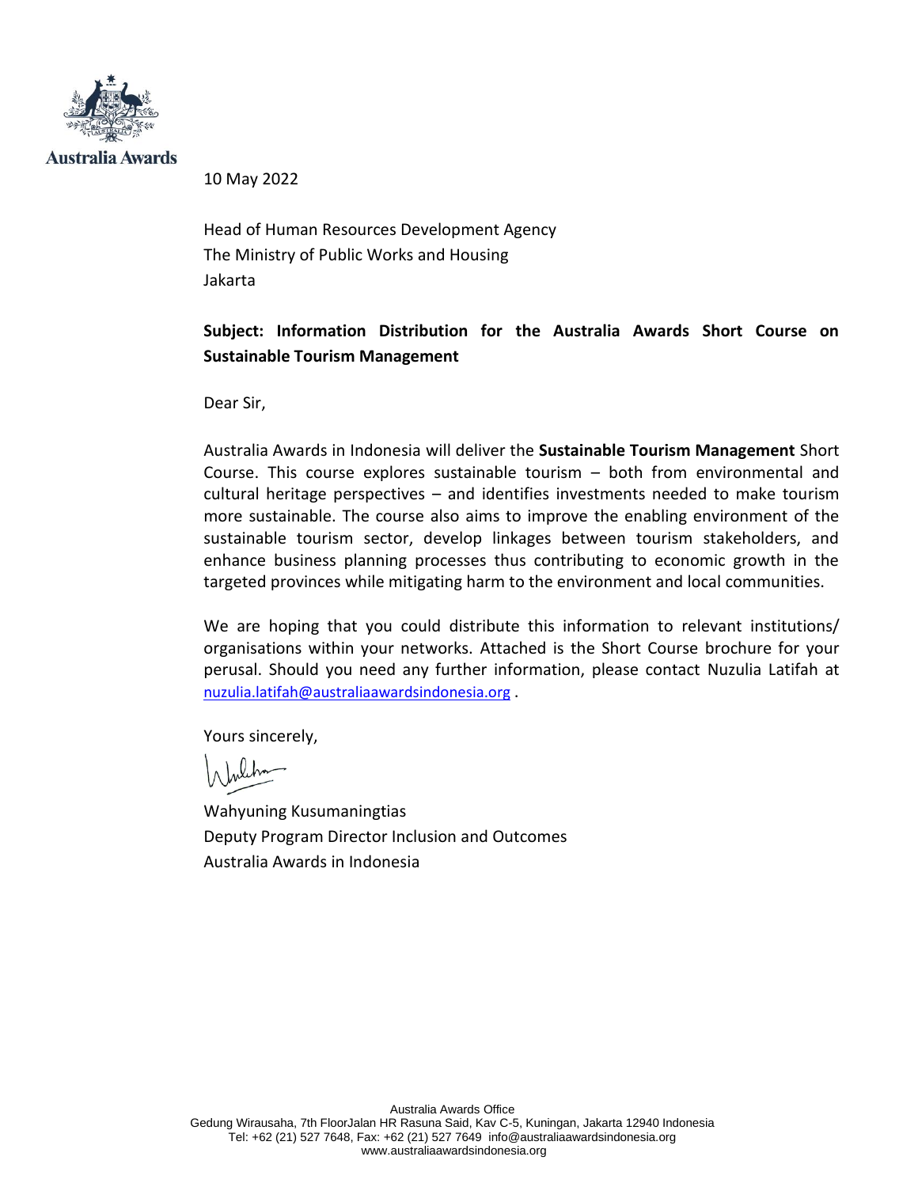Australia Awards

10 May 2022

Head of Human Resources Development Agency
The Ministry of Public Works and Housing
Jakarta

**Subject: Information Distribution for the Australia Awards Short Course on Sustainable Tourism Management**

Dear Sir,

Australia Awards in Indonesia will deliver the **Sustainable Tourism Management** Short Course. This course explores sustainable tourism – both from environmental and cultural heritage perspectives – and identifies investments needed to make tourism more sustainable. The course also aims to improve the enabling environment of the sustainable tourism sector, develop linkages between tourism stakeholders, and enhance business planning processes thus contributing to economic growth in the targeted provinces while mitigating harm to the environment and local communities.

We are hoping that you could distribute this information to relevant institutions/ organisations within your networks. Attached is the Short Course brochure for your perusal. Should you need any further information, please contact Nuzulia Latifah at nuzulia.latifah@australiaawardsindonesia.org .

Yours sincerely,

Wahyuning Kusumaningtias
Deputy Program Director Inclusion and Outcomes
Australia Awards in Indonesia

Australia Awards Office
Gedung Wirausaha, 7th FloorJalan HR Rasuna Said, Kav C-5, Kuningan, Jakarta 12940 Indonesia
Tel: +62 (21) 527 7648, Fax: +62 (21) 527 7649 info@australiaawardsindonesia.org
www.australiaawardsindonesia.org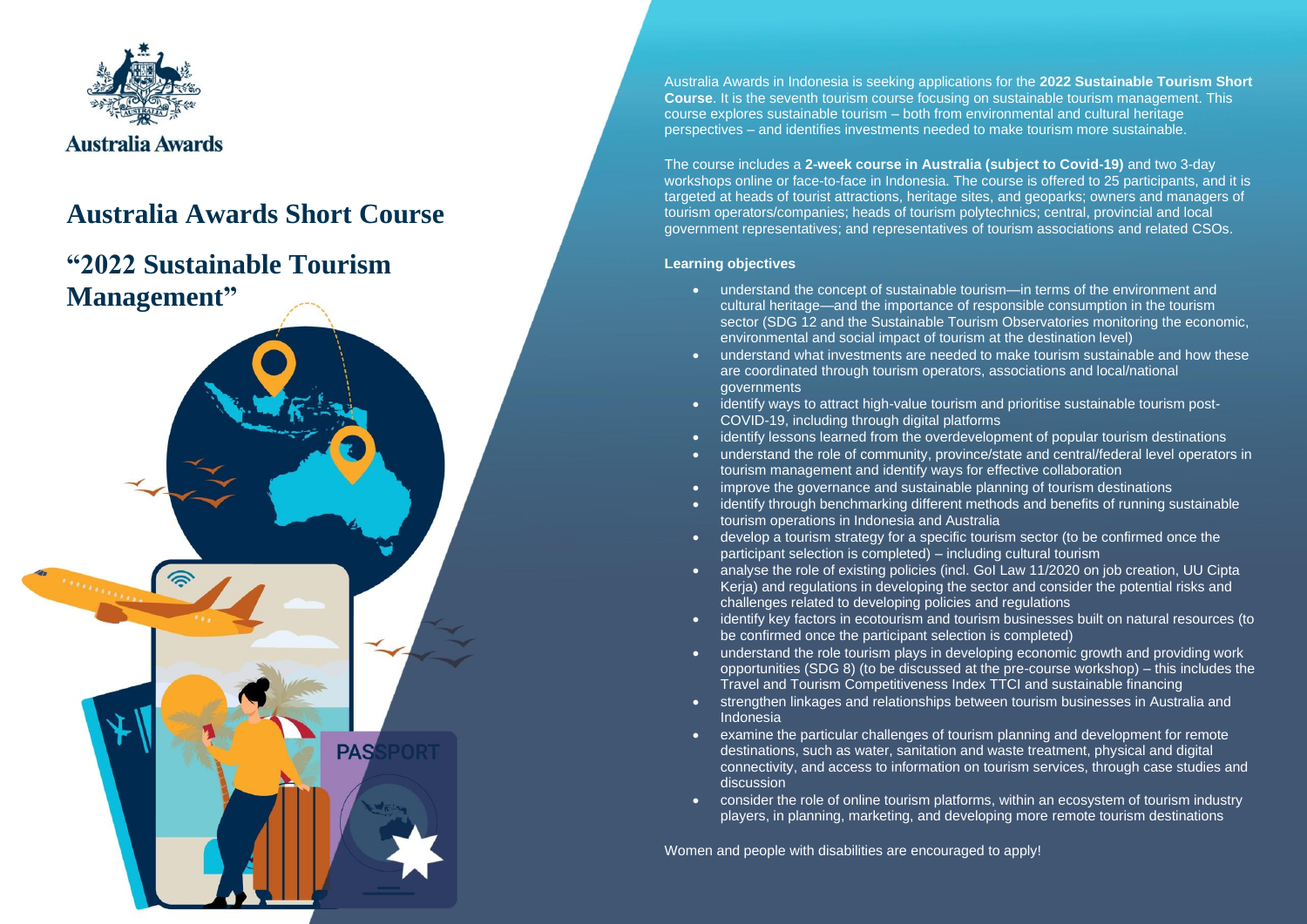Australia Awards

# Australia Awards Short Course

# "2022 Sustainable Tourism Management"

Australia Awards in Indonesia is seeking applications for the **2022 Sustainable Tourism Short Course**. It is the seventh tourism course focusing on sustainable tourism management. This course explores sustainable tourism – both from environmental and cultural heritage perspectives – and identifies investments needed to make tourism more sustainable.

The course includes a **2-week course in Australia (subject to Covid-19)** and two 3-day workshops online or face-to-face in Indonesia. The course is offered to 25 participants, and it is targeted at heads of tourist attractions, heritage sites, and geoparks; owners and managers of tourism operators/companies; heads of tourism polytechnics; central, provincial and local government representatives; and representatives of tourism associations and related CSOs.

**Learning objectives**

- understand the concept of sustainable tourism—in terms of the environment and cultural heritage—and the importance of responsible consumption in the tourism sector (SDG 12 and the Sustainable Tourism Observatories monitoring the economic, environmental and social impact of tourism at the destination level)
- understand what investments are needed to make tourism sustainable and how these are coordinated through tourism operators, associations and local/national governments
- identify ways to attract high-value tourism and prioritise sustainable tourism post-COVID-19, including through digital platforms
- identify lessons learned from the overdevelopment of popular tourism destinations
- understand the role of community, province/state and central/federal level operators in tourism management and identify ways for effective collaboration
- improve the governance and sustainable planning of tourism destinations
- identify through benchmarking different methods and benefits of running sustainable tourism operations in Indonesia and Australia
- develop a tourism strategy for a specific tourism sector (to be confirmed once the participant selection is completed) – including cultural tourism
- analyse the role of existing policies (incl. GoI Law 11/2020 on job creation, UU Cipta Kerja) and regulations in developing the sector and consider the potential risks and challenges related to developing policies and regulations
- identify key factors in ecotourism and tourism businesses built on natural resources (to be confirmed once the participant selection is completed)
- understand the role tourism plays in developing economic growth and providing work opportunities (SDG 8) (to be discussed at the pre-course workshop) – this includes the Travel and Tourism Competitiveness Index TTCI and sustainable financing
- strengthen linkages and relationships between tourism businesses in Australia and Indonesia
- examine the particular challenges of tourism planning and development for remote destinations, such as water, sanitation and waste treatment, physical and digital connectivity, and access to information on tourism services, through case studies and discussion
- consider the role of online tourism platforms, within an ecosystem of tourism industry players, in planning, marketing, and developing more remote tourism destinations

Women and people with disabilities are encouraged to apply!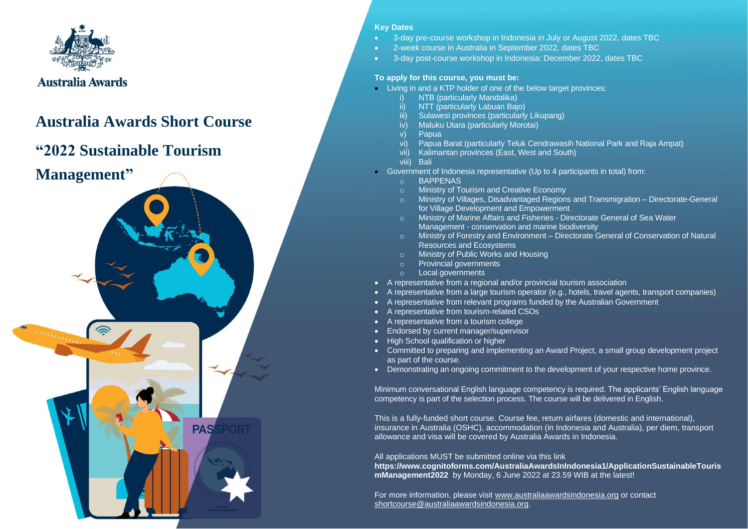Australia Awards

# Australia Awards Short Course

# "2022 Sustainable Tourism Management"

PASSPORT

**Key Dates**

- 3-day pre-course workshop in Indonesia in July or August 2022, dates TBC
- 2-week course in Australia in September 2022, dates TBC
- 3-day post-course workshop in Indonesia: December 2022, dates TBC

**To apply for this course, you must be:**

- Living in and a KTP holder of one of the below target provinces:
  - i) NTB (particularly Mandalika)
  - ii) NTT (particularly Labuan Bajo)
  - iii) Sulawesi provinces (particularly Likupang)
  - iv) Maluku Utara (particularly Morotai)
  - v) Papua
  - vi) Papua Barat (particularly Teluk Cendrawasih National Park and Raja Ampat)
  - vii) Kalimantan provinces (East, West and South)
  - viii) Bali
- Government of Indonesia representative (Up to 4 participants in total) from:
  - BAPPENAS
  - Ministry of Tourism and Creative Economy
  - Ministry of Villages, Disadvantaged Regions and Transmigration – Directorate-General for Village Development and Empowerment
  - Ministry of Marine Affairs and Fisheries - Directorate General of Sea Water Management - conservation and marine biodiversity
  - Ministry of Forestry and Environment – Directorate General of Conservation of Natural Resources and Ecosystems
  - Ministry of Public Works and Housing
  - Provincial governments
  - Local governments
- A representative from a regional and/or provincial tourism association
- A representative from a large tourism operator (e.g., hotels, travel agents, transport companies)
- A representative from relevant programs funded by the Australian Government
- A representative from tourism-related CSOs
- A representative from a tourism college
- Endorsed by current manager/supervisor
- High School qualification or higher
- Committed to preparing and implementing an Award Project, a small group development project as part of the course.
- Demonstrating an ongoing commitment to the development of your respective home province.

Minimum conversational English language competency is required. The applicants' English language competency is part of the selection process. The course will be delivered in English.

This is a fully-funded short course. Course fee, return airfares (domestic and international), insurance in Australia (OSHC), accommodation (in Indonesia and Australia), per diem, transport allowance and visa will be covered by Australia Awards in Indonesia.

All applications MUST be submitted online via this link **https://www.cognitoforms.com/AustraliaAwardsInIndonesia1/ApplicationSustainableTourismManagement2022** by Monday, 6 June 2022 at 23.59 WIB at the latest!

For more information, please visit www.australiaawardsindonesia.org or contact shortcourse@australiaawardsindonesia.org.